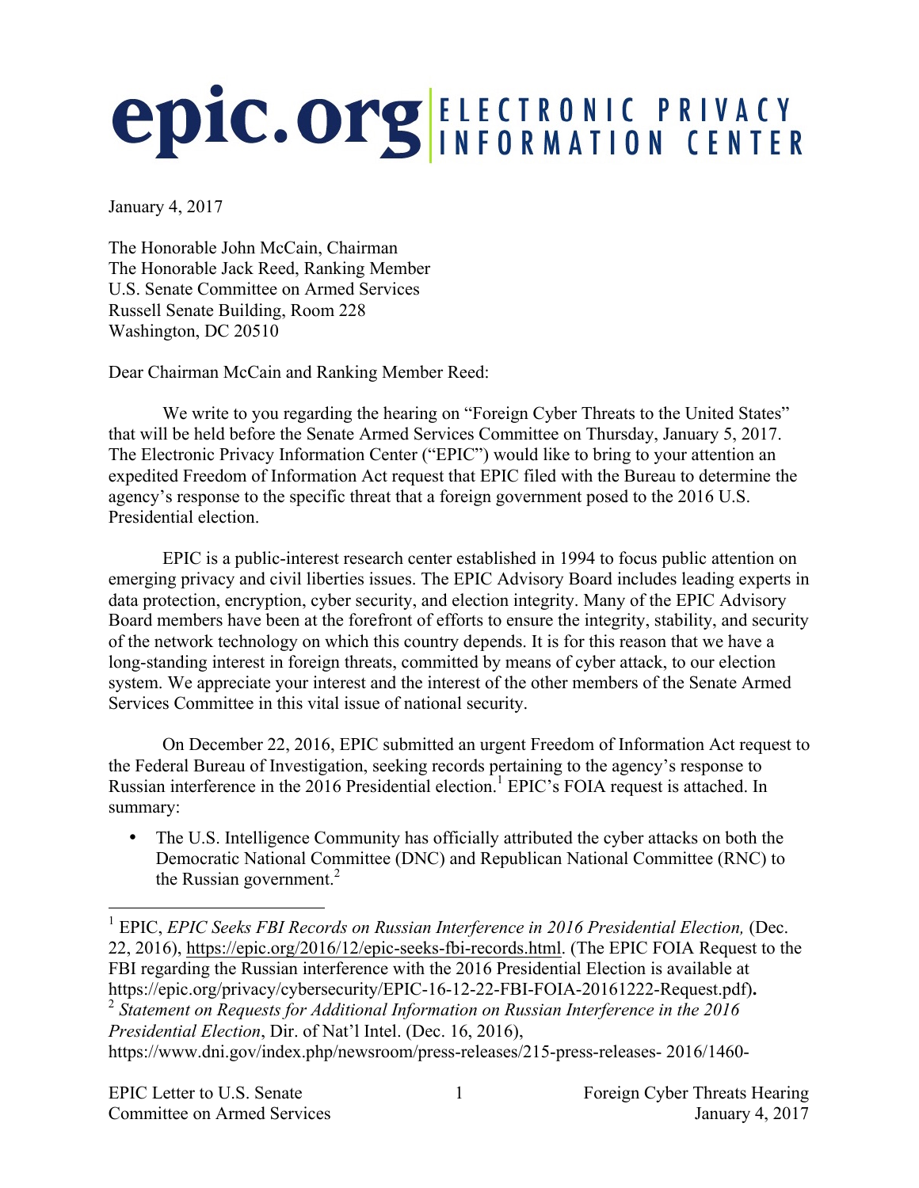# epic.org | ELECTRONIC PRIVACY INFORMATION CENTER

January 4, 2017

The Honorable John McCain, Chairman
The Honorable Jack Reed, Ranking Member
U.S. Senate Committee on Armed Services
Russell Senate Building, Room 228
Washington, DC 20510

Dear Chairman McCain and Ranking Member Reed:

We write to you regarding the hearing on "Foreign Cyber Threats to the United States" that will be held before the Senate Armed Services Committee on Thursday, January 5, 2017. The Electronic Privacy Information Center ("EPIC") would like to bring to your attention an expedited Freedom of Information Act request that EPIC filed with the Bureau to determine the agency's response to the specific threat that a foreign government posed to the 2016 U.S. Presidential election.

EPIC is a public-interest research center established in 1994 to focus public attention on emerging privacy and civil liberties issues. The EPIC Advisory Board includes leading experts in data protection, encryption, cyber security, and election integrity. Many of the EPIC Advisory Board members have been at the forefront of efforts to ensure the integrity, stability, and security of the network technology on which this country depends. It is for this reason that we have a long-standing interest in foreign threats, committed by means of cyber attack, to our election system. We appreciate your interest and the interest of the other members of the Senate Armed Services Committee in this vital issue of national security.

On December 22, 2016, EPIC submitted an urgent Freedom of Information Act request to the Federal Bureau of Investigation, seeking records pertaining to the agency's response to Russian interference in the 2016 Presidential election.[1] EPIC's FOIA request is attached. In summary:

- The U.S. Intelligence Community has officially attributed the cyber attacks on both the Democratic National Committee (DNC) and Republican National Committee (RNC) to the Russian government.[2]

---

[1] EPIC, *EPIC Seeks FBI Records on Russian Interference in 2016 Presidential Election,* (Dec. 22, 2016), https://epic.org/2016/12/epic-seeks-fbi-records.html. (The EPIC FOIA Request to the FBI regarding the Russian interference with the 2016 Presidential Election is available at https://epic.org/privacy/cybersecurity/EPIC-16-12-22-FBI-FOIA-20161222-Request.pdf)**.**

[2] *Statement on Requests for Additional Information on Russian Interference in the 2016 Presidential Election*, Dir. of Nat'l Intel. (Dec. 16, 2016), https://www.dni.gov/index.php/newsroom/press-releases/215-press-releases- 2016/1460-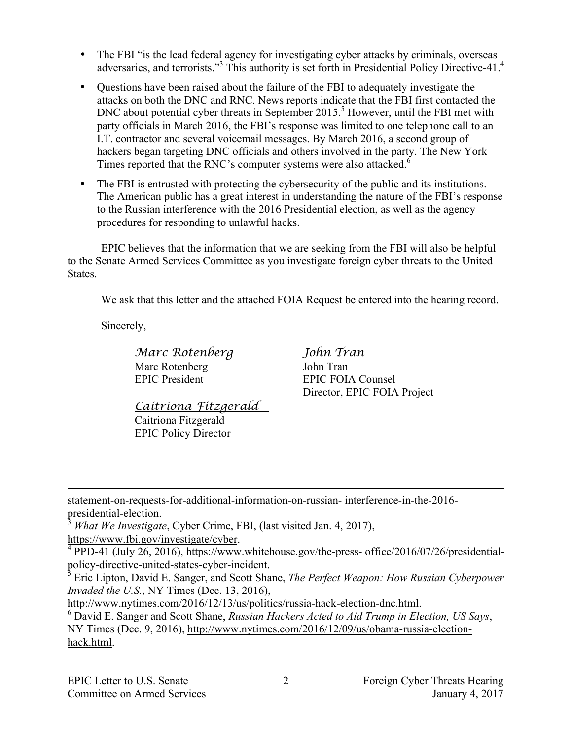- The FBI "is the lead federal agency for investigating cyber attacks by criminals, overseas adversaries, and terrorists."[3] This authority is set forth in Presidential Policy Directive-41.[4]
- Questions have been raised about the failure of the FBI to adequately investigate the attacks on both the DNC and RNC. News reports indicate that the FBI first contacted the DNC about potential cyber threats in September 2015.[5] However, until the FBI met with party officials in March 2016, the FBI's response was limited to one telephone call to an I.T. contractor and several voicemail messages. By March 2016, a second group of hackers began targeting DNC officials and others involved in the party. The New York Times reported that the RNC's computer systems were also attacked.[6]
- The FBI is entrusted with protecting the cybersecurity of the public and its institutions. The American public has a great interest in understanding the nature of the FBI's response to the Russian interference with the 2016 Presidential election, as well as the agency procedures for responding to unlawful hacks.

EPIC believes that the information that we are seeking from the FBI will also be helpful to the Senate Armed Services Committee as you investigate foreign cyber threats to the United States.

We ask that this letter and the attached FOIA Request be entered into the hearing record.

Sincerely,

*Marc Rotenberg*
Marc Rotenberg
EPIC President

*John Tran*
John Tran
EPIC FOIA Counsel
Director, EPIC FOIA Project

*Caitriona Fitzgerald*
Caitriona Fitzgerald
EPIC Policy Director

---

statement-on-requests-for-additional-information-on-russian- interference-in-the-2016-presidential-election.

[3] *What We Investigate*, Cyber Crime, FBI, (last visited Jan. 4, 2017), https://www.fbi.gov/investigate/cyber.

[4] PPD-41 (July 26, 2016), https://www.whitehouse.gov/the-press- office/2016/07/26/presidential-policy-directive-united-states-cyber-incident.

[5] Eric Lipton, David E. Sanger, and Scott Shane, *The Perfect Weapon: How Russian Cyberpower Invaded the U.S.*, NY Times (Dec. 13, 2016), http://www.nytimes.com/2016/12/13/us/politics/russia-hack-election-dnc.html.

[6] David E. Sanger and Scott Shane, *Russian Hackers Acted to Aid Trump in Election, US Says*, NY Times (Dec. 9, 2016), http://www.nytimes.com/2016/12/09/us/obama-russia-election-hack.html.